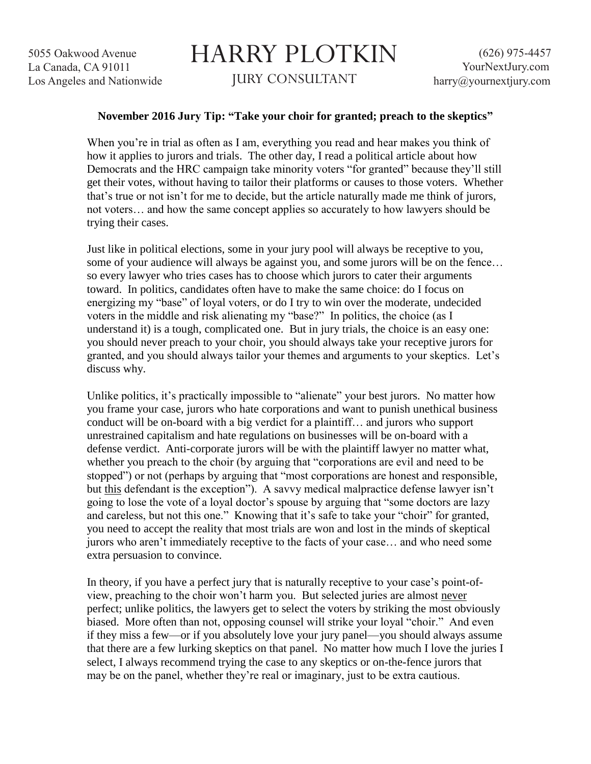5055 Oakwood Avenue
La Canada, CA 91011
Los Angeles and Nationwide

# HARRY PLOTKIN

JURY CONSULTANT

(626) 975-4457
YourNextJury.com
harry@yournextjury.com

**November 2016 Jury Tip: "Take your choir for granted; preach to the skeptics"**

When you're in trial as often as I am, everything you read and hear makes you think of how it applies to jurors and trials. The other day, I read a political article about how Democrats and the HRC campaign take minority voters "for granted" because they'll still get their votes, without having to tailor their platforms or causes to those voters. Whether that's true or not isn't for me to decide, but the article naturally made me think of jurors, not voters… and how the same concept applies so accurately to how lawyers should be trying their cases.

Just like in political elections, some in your jury pool will always be receptive to you, some of your audience will always be against you, and some jurors will be on the fence… so every lawyer who tries cases has to choose which jurors to cater their arguments toward. In politics, candidates often have to make the same choice: do I focus on energizing my "base" of loyal voters, or do I try to win over the moderate, undecided voters in the middle and risk alienating my "base?" In politics, the choice (as I understand it) is a tough, complicated one. But in jury trials, the choice is an easy one: you should never preach to your choir, you should always take your receptive jurors for granted, and you should always tailor your themes and arguments to your skeptics. Let's discuss why.

Unlike politics, it's practically impossible to "alienate" your best jurors. No matter how you frame your case, jurors who hate corporations and want to punish unethical business conduct will be on-board with a big verdict for a plaintiff… and jurors who support unrestrained capitalism and hate regulations on businesses will be on-board with a defense verdict. Anti-corporate jurors will be with the plaintiff lawyer no matter what, whether you preach to the choir (by arguing that "corporations are evil and need to be stopped") or not (perhaps by arguing that "most corporations are honest and responsible, but <u>this</u> defendant is the exception"). A savvy medical malpractice defense lawyer isn't going to lose the vote of a loyal doctor's spouse by arguing that "some doctors are lazy and careless, but not this one." Knowing that it's safe to take your "choir" for granted, you need to accept the reality that most trials are won and lost in the minds of skeptical jurors who aren't immediately receptive to the facts of your case… and who need some extra persuasion to convince.

In theory, if you have a perfect jury that is naturally receptive to your case's point-of-view, preaching to the choir won't harm you. But selected juries are almost <u>never</u> perfect; unlike politics, the lawyers get to select the voters by striking the most obviously biased. More often than not, opposing counsel will strike your loyal "choir." And even if they miss a few—or if you absolutely love your jury panel—you should always assume that there are a few lurking skeptics on that panel. No matter how much I love the juries I select, I always recommend trying the case to any skeptics or on-the-fence jurors that may be on the panel, whether they're real or imaginary, just to be extra cautious.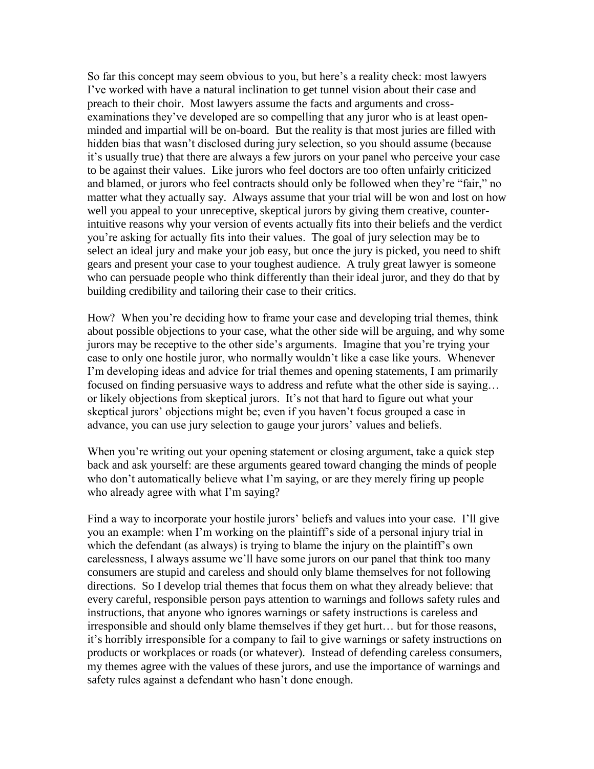So far this concept may seem obvious to you, but here's a reality check: most lawyers I've worked with have a natural inclination to get tunnel vision about their case and preach to their choir. Most lawyers assume the facts and arguments and cross-examinations they've developed are so compelling that any juror who is at least open-minded and impartial will be on-board. But the reality is that most juries are filled with hidden bias that wasn't disclosed during jury selection, so you should assume (because it's usually true) that there are always a few jurors on your panel who perceive your case to be against their values. Like jurors who feel doctors are too often unfairly criticized and blamed, or jurors who feel contracts should only be followed when they're "fair," no matter what they actually say. Always assume that your trial will be won and lost on how well you appeal to your unreceptive, skeptical jurors by giving them creative, counter-intuitive reasons why your version of events actually fits into their beliefs and the verdict you're asking for actually fits into their values. The goal of jury selection may be to select an ideal jury and make your job easy, but once the jury is picked, you need to shift gears and present your case to your toughest audience. A truly great lawyer is someone who can persuade people who think differently than their ideal juror, and they do that by building credibility and tailoring their case to their critics.

How? When you're deciding how to frame your case and developing trial themes, think about possible objections to your case, what the other side will be arguing, and why some jurors may be receptive to the other side's arguments. Imagine that you're trying your case to only one hostile juror, who normally wouldn't like a case like yours. Whenever I'm developing ideas and advice for trial themes and opening statements, I am primarily focused on finding persuasive ways to address and refute what the other side is saying… or likely objections from skeptical jurors. It's not that hard to figure out what your skeptical jurors' objections might be; even if you haven't focus grouped a case in advance, you can use jury selection to gauge your jurors' values and beliefs.

When you're writing out your opening statement or closing argument, take a quick step back and ask yourself: are these arguments geared toward changing the minds of people who don't automatically believe what I'm saying, or are they merely firing up people who already agree with what I'm saying?

Find a way to incorporate your hostile jurors' beliefs and values into your case. I'll give you an example: when I'm working on the plaintiff's side of a personal injury trial in which the defendant (as always) is trying to blame the injury on the plaintiff's own carelessness, I always assume we'll have some jurors on our panel that think too many consumers are stupid and careless and should only blame themselves for not following directions. So I develop trial themes that focus them on what they already believe: that every careful, responsible person pays attention to warnings and follows safety rules and instructions, that anyone who ignores warnings or safety instructions is careless and irresponsible and should only blame themselves if they get hurt… but for those reasons, it's horribly irresponsible for a company to fail to give warnings or safety instructions on products or workplaces or roads (or whatever). Instead of defending careless consumers, my themes agree with the values of these jurors, and use the importance of warnings and safety rules against a defendant who hasn't done enough.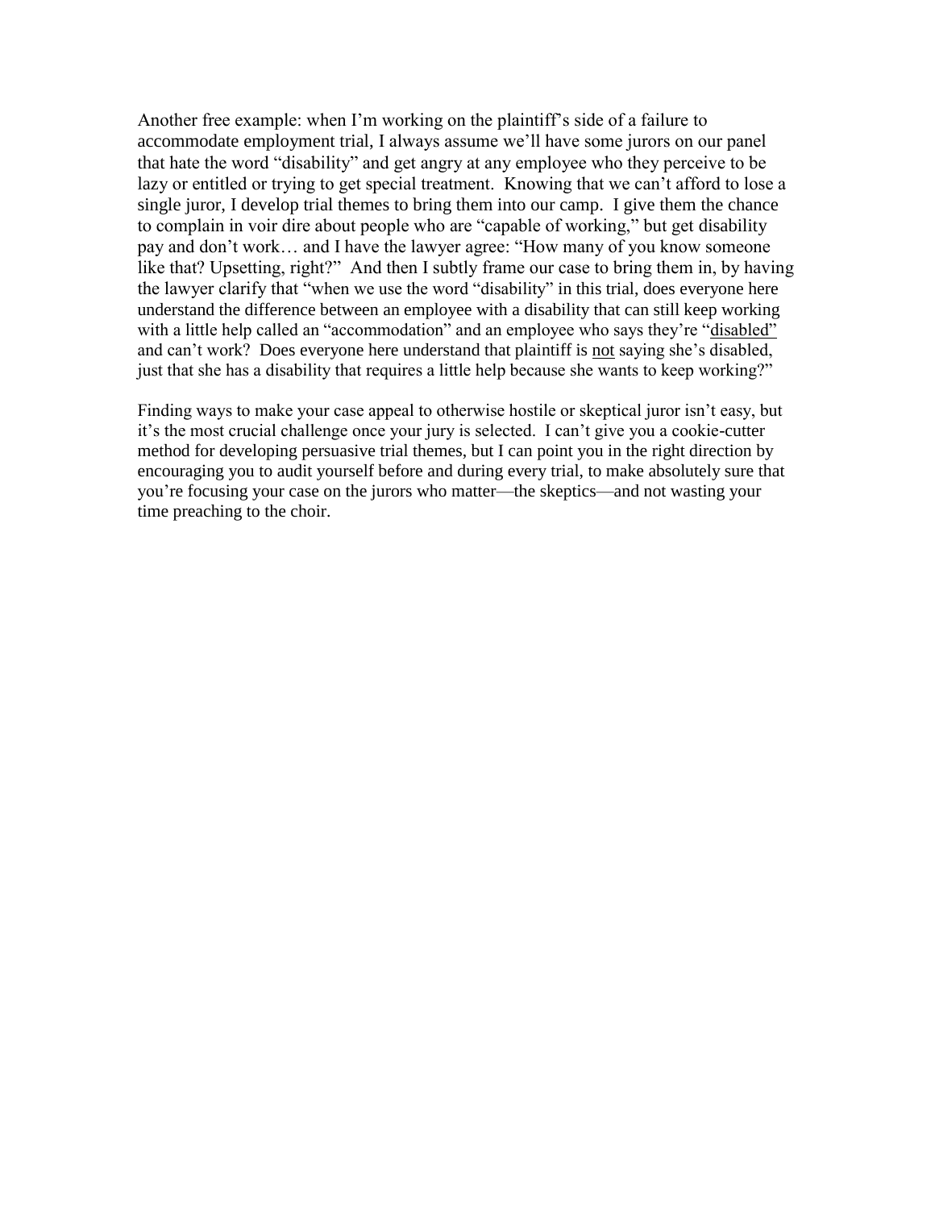Another free example: when I'm working on the plaintiff's side of a failure to accommodate employment trial, I always assume we'll have some jurors on our panel that hate the word "disability" and get angry at any employee who they perceive to be lazy or entitled or trying to get special treatment. Knowing that we can't afford to lose a single juror, I develop trial themes to bring them into our camp. I give them the chance to complain in voir dire about people who are "capable of working," but get disability pay and don't work… and I have the lawyer agree: "How many of you know someone like that? Upsetting, right?" And then I subtly frame our case to bring them in, by having the lawyer clarify that "when we use the word "disability" in this trial, does everyone here understand the difference between an employee with a disability that can still keep working with a little help called an "accommodation" and an employee who says they're "disabled" and can't work? Does everyone here understand that plaintiff is not saying she's disabled, just that she has a disability that requires a little help because she wants to keep working?"

Finding ways to make your case appeal to otherwise hostile or skeptical juror isn't easy, but it's the most crucial challenge once your jury is selected. I can't give you a cookie-cutter method for developing persuasive trial themes, but I can point you in the right direction by encouraging you to audit yourself before and during every trial, to make absolutely sure that you're focusing your case on the jurors who matter—the skeptics—and not wasting your time preaching to the choir.